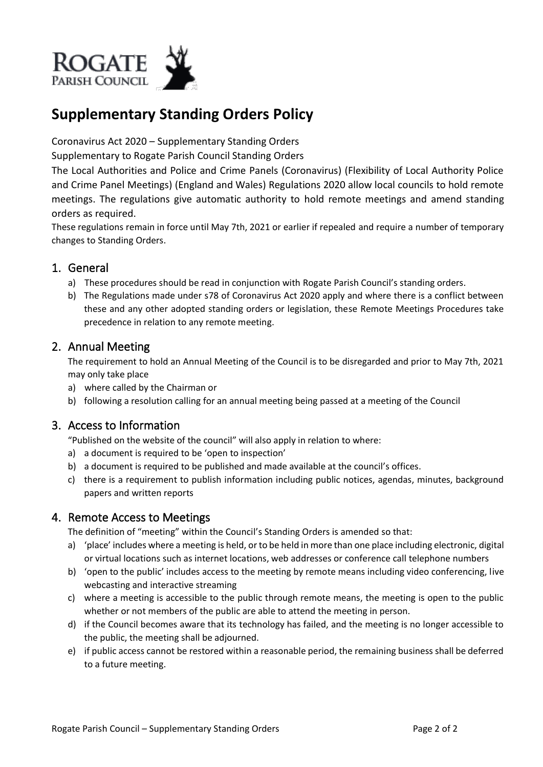# Supplementary Standing Orders Policy

Coronavirus Act 2020 – Supplementary Standing Orders

Supplementary to Rogate Parish Council Standing Orders

The Local Authorities and Police and Crime Panels (Coronavirus) (Flexibility of Local Authority Police and Crime Panel Meetings) (England and Wales) Regulations 2020 allow local councils to hold remote meetings. The regulations give automatic authority to hold remote meetings and amend standing orders as required.

These regulations remain in force until May 7th, 2021 or earlier if repealed and require a number of temporary changes to Standing Orders.

## 1. General

a) These procedures should be read in conjunction with Rogate Parish Council's standing orders.

b) The Regulations made under s78 of Coronavirus Act 2020 apply and where there is a conflict between these and any other adopted standing orders or legislation, these Remote Meetings Procedures take precedence in relation to any remote meeting.

## 2. Annual Meeting

The requirement to hold an Annual Meeting of the Council is to be disregarded and prior to May 7th, 2021 may only take place

a) where called by the Chairman or

b) following a resolution calling for an annual meeting being passed at a meeting of the Council

## 3. Access to Information

"Published on the website of the council" will also apply in relation to where:

a) a document is required to be 'open to inspection'

b) a document is required to be published and made available at the council's offices.

c) there is a requirement to publish information including public notices, agendas, minutes, background papers and written reports

## 4. Remote Access to Meetings

The definition of "meeting" within the Council's Standing Orders is amended so that:

a) 'place' includes where a meeting is held, or to be held in more than one place including electronic, digital or virtual locations such as internet locations, web addresses or conference call telephone numbers

b) 'open to the public' includes access to the meeting by remote means including video conferencing, live webcasting and interactive streaming

c) where a meeting is accessible to the public through remote means, the meeting is open to the public whether or not members of the public are able to attend the meeting in person.

d) if the Council becomes aware that its technology has failed, and the meeting is no longer accessible to the public, the meeting shall be adjourned.

e) if public access cannot be restored within a reasonable period, the remaining business shall be deferred to a future meeting.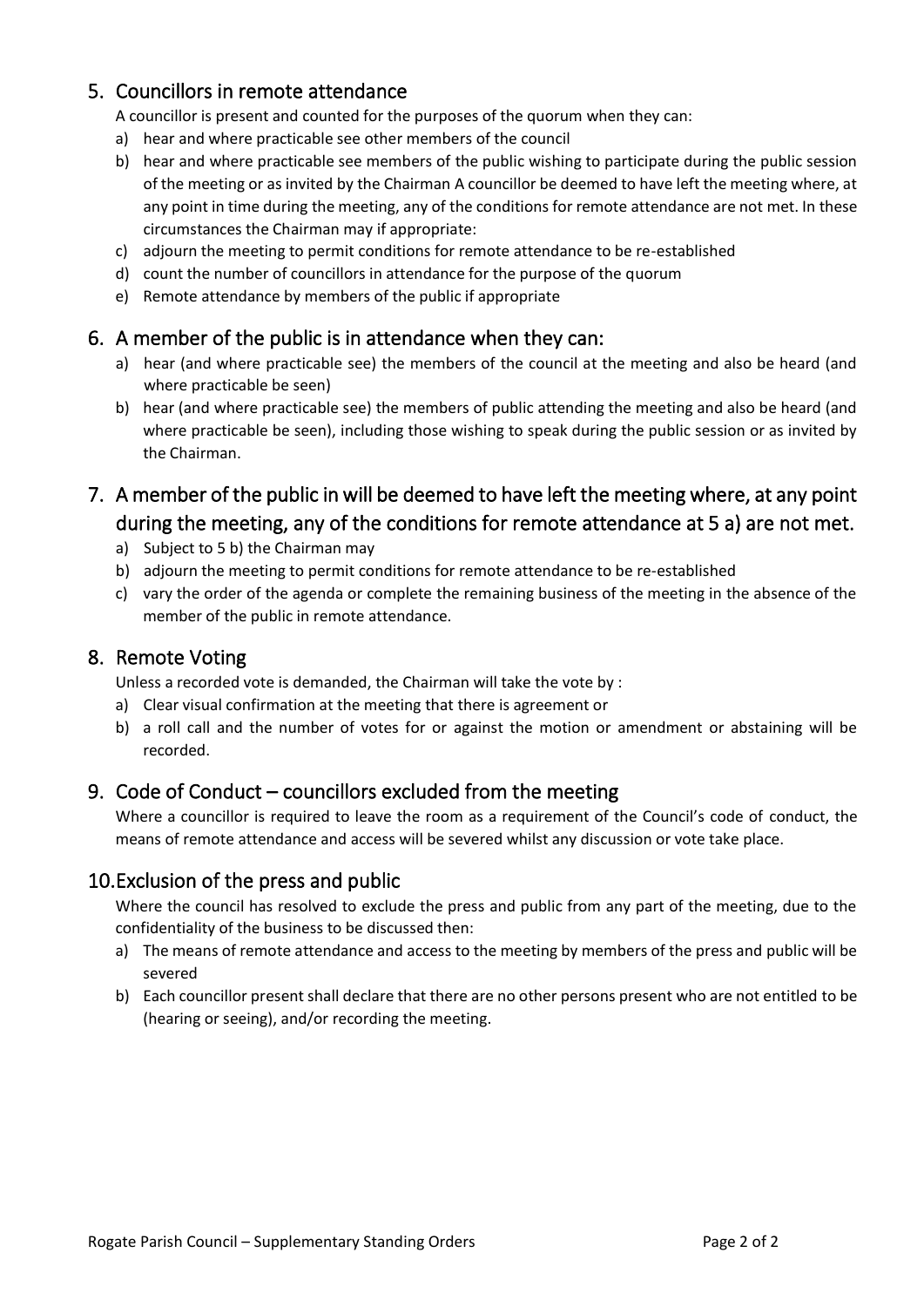## 5. Councillors in remote attendance

A councillor is present and counted for the purposes of the quorum when they can:

a) hear and where practicable see other members of the council
b) hear and where practicable see members of the public wishing to participate during the public session of the meeting or as invited by the Chairman A councillor be deemed to have left the meeting where, at any point in time during the meeting, any of the conditions for remote attendance are not met. In these circumstances the Chairman may if appropriate:
c) adjourn the meeting to permit conditions for remote attendance to be re-established
d) count the number of councillors in attendance for the purpose of the quorum
e) Remote attendance by members of the public if appropriate

## 6. A member of the public is in attendance when they can:

a) hear (and where practicable see) the members of the council at the meeting and also be heard (and where practicable be seen)
b) hear (and where practicable see) the members of public attending the meeting and also be heard (and where practicable be seen), including those wishing to speak during the public session or as invited by the Chairman.

## 7. A member of the public in will be deemed to have left the meeting where, at any point during the meeting, any of the conditions for remote attendance at 5 a) are not met.

a) Subject to 5 b) the Chairman may
b) adjourn the meeting to permit conditions for remote attendance to be re-established
c) vary the order of the agenda or complete the remaining business of the meeting in the absence of the member of the public in remote attendance.

## 8. Remote Voting

Unless a recorded vote is demanded, the Chairman will take the vote by :

a) Clear visual confirmation at the meeting that there is agreement or
b) a roll call and the number of votes for or against the motion or amendment or abstaining will be recorded.

## 9. Code of Conduct – councillors excluded from the meeting

Where a councillor is required to leave the room as a requirement of the Council's code of conduct, the means of remote attendance and access will be severed whilst any discussion or vote take place.

## 10. Exclusion of the press and public

Where the council has resolved to exclude the press and public from any part of the meeting, due to the confidentiality of the business to be discussed then:

a) The means of remote attendance and access to the meeting by members of the press and public will be severed
b) Each councillor present shall declare that there are no other persons present who are not entitled to be (hearing or seeing), and/or recording the meeting.